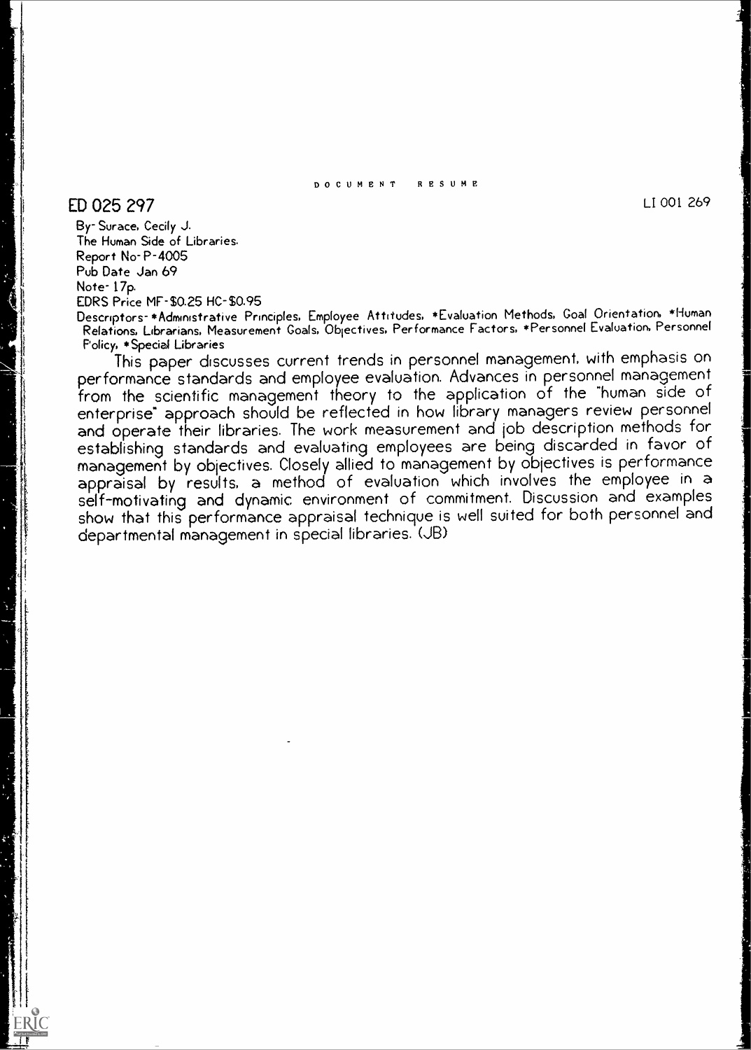DOCUMENT RESUME

ED 025 297 LI 001 269

By- Surace, Cecily J.
The Human Side of Libraries.
Report No- P-4005
Pub Date Jan 69
Note- 17p.
EDRS Price MF-$0.25 HC-$0.95
Descriptors- *Administrative Principles, Employee Attitudes, *Evaluation Methods, Goal Orientation, *Human Relations, Librarians, Measurement Goals, Objectives, Performance Factors, *Personnel Evaluation, Personnel Policy, *Special Libraries

This paper discusses current trends in personnel management, with emphasis on performance standards and employee evaluation. Advances in personnel management from the scientific management theory to the application of the "human side of enterprise" approach should be reflected in how library managers review personnel and operate their libraries. The work measurement and job description methods for establishing standards and evaluating employees are being discarded in favor of management by objectives. Closely allied to management by objectives is performance appraisal by results, a method of evaluation which involves the employee in a self-motivating and dynamic environment of commitment. Discussion and examples show that this performance appraisal technique is well suited for both personnel and departmental management in special libraries. (JB)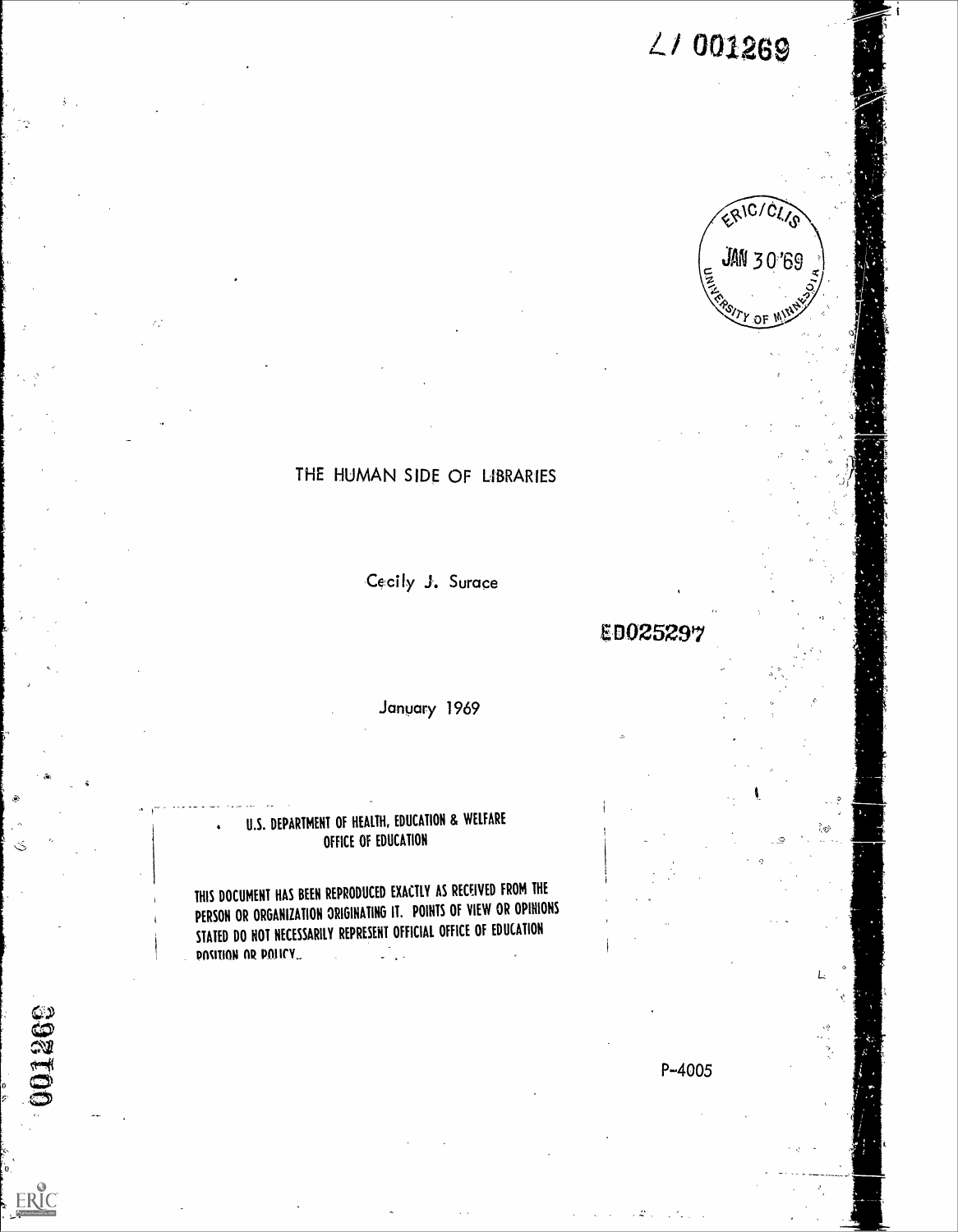LI 001269

ERIC/CLIS
JAN 30 '69
UNIVERSITY OF MINNESOTA

# THE HUMAN SIDE OF LIBRARIES

Cecily J. Surace

ED025297

January 1969

U.S. DEPARTMENT OF HEALTH, EDUCATION & WELFARE
OFFICE OF EDUCATION

THIS DOCUMENT HAS BEEN REPRODUCED EXACTLY AS RECEIVED FROM THE PERSON OR ORGANIZATION ORIGINATING IT. POINTS OF VIEW OR OPINIONS STATED DO NOT NECESSARILY REPRESENT OFFICIAL OFFICE OF EDUCATION POSITION OR POLICY.

001269

P-4005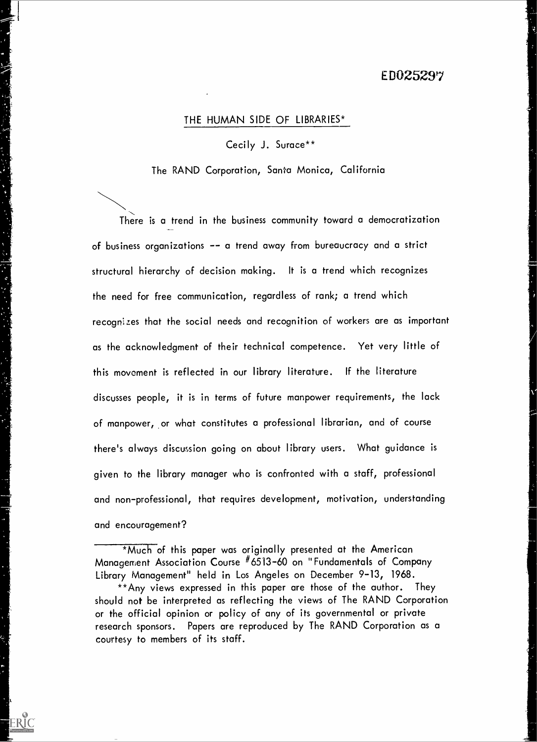ED025297

# THE HUMAN SIDE OF LIBRARIES*

Cecily J. Surace**

The RAND Corporation, Santa Monica, California

There is a trend in the business community toward a democratization of business organizations -- a trend away from bureaucracy and a strict structural hierarchy of decision making. It is a trend which recognizes the need for free communication, regardless of rank; a trend which recognizes that the social needs and recognition of workers are as important as the acknowledgment of their technical competence. Yet very little of this movement is reflected in our library literature. If the literature discusses people, it is in terms of future manpower requirements, the lack of manpower, or what constitutes a professional librarian, and of course there's always discussion going on about library users. What guidance is given to the library manager who is confronted with a staff, professional and non-professional, that requires development, motivation, understanding and encouragement?

---

*Much of this paper was originally presented at the American Management Association Course #6513-60 on "Fundamentals of Company Library Management" held in Los Angeles on December 9-13, 1968.

**Any views expressed in this paper are those of the author. They should not be interpreted as reflecting the views of The RAND Corporation or the official opinion or policy of any of its governmental or private research sponsors. Papers are reproduced by The RAND Corporation as a courtesy to members of its staff.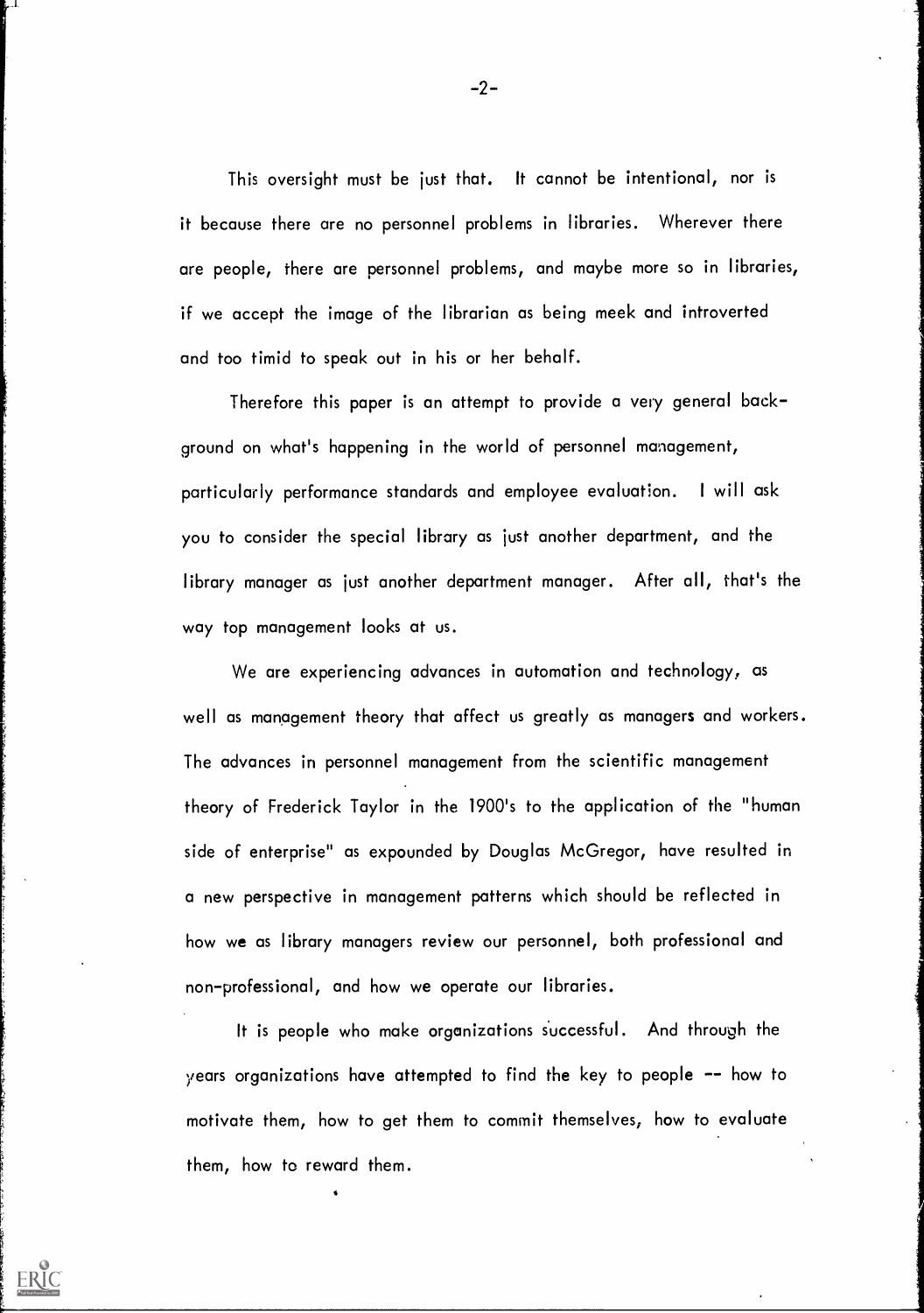This oversight must be just that. It cannot be intentional, nor is it because there are no personnel problems in libraries. Wherever there are people, there are personnel problems, and maybe more so in libraries, if we accept the image of the librarian as being meek and introverted and too timid to speak out in his or her behalf.

Therefore this paper is an attempt to provide a very general background on what's happening in the world of personnel management, particularly performance standards and employee evaluation. I will ask you to consider the special library as just another department, and the library manager as just another department manager. After all, that's the way top management looks at us.

We are experiencing advances in automation and technology, as well as management theory that affect us greatly as managers and workers. The advances in personnel management from the scientific management theory of Frederick Taylor in the 1900's to the application of the "human side of enterprise" as expounded by Douglas McGregor, have resulted in a new perspective in management patterns which should be reflected in how we as library managers review our personnel, both professional and non-professional, and how we operate our libraries.

It is people who make organizations successful. And through the years organizations have attempted to find the key to people -- how to motivate them, how to get them to commit themselves, how to evaluate them, how to reward them.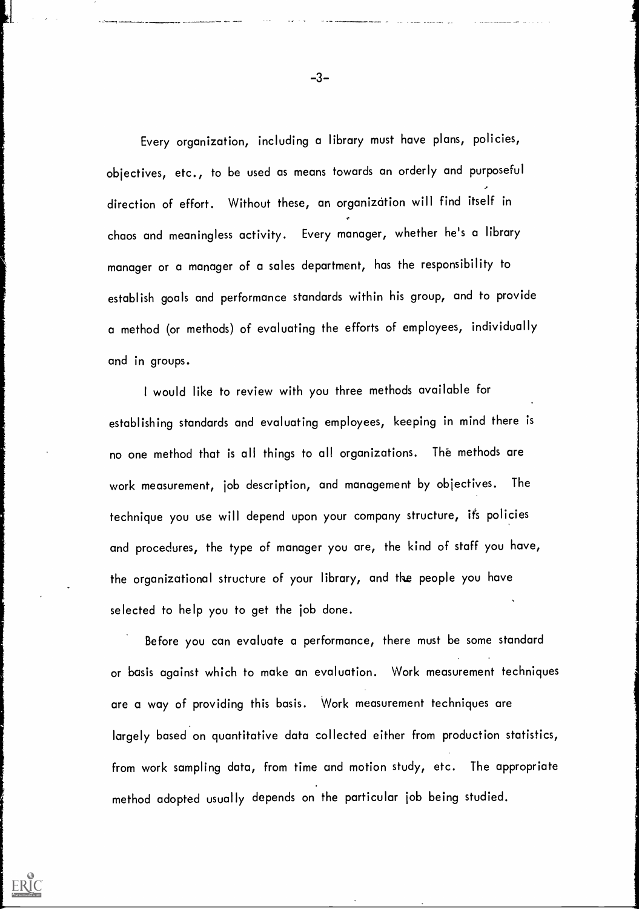Every organization, including a library must have plans, policies, objectives, etc., to be used as means towards an orderly and purposeful direction of effort. Without these, an organization will find itself in chaos and meaningless activity. Every manager, whether he's a library manager or a manager of a sales department, has the responsibility to establish goals and performance standards within his group, and to provide a method (or methods) of evaluating the efforts of employees, individually and in groups.

I would like to review with you three methods available for establishing standards and evaluating employees, keeping in mind there is no one method that is all things to all organizations. The methods are work measurement, job description, and management by objectives. The technique you use will depend upon your company structure, its policies and procedures, the type of manager you are, the kind of staff you have, the organizational structure of your library, and the people you have selected to help you to get the job done.

Before you can evaluate a performance, there must be some standard or basis against which to make an evaluation. Work measurement techniques are a way of providing this basis. Work measurement techniques are largely based on quantitative data collected either from production statistics, from work sampling data, from time and motion study, etc. The appropriate method adopted usually depends on the particular job being studied.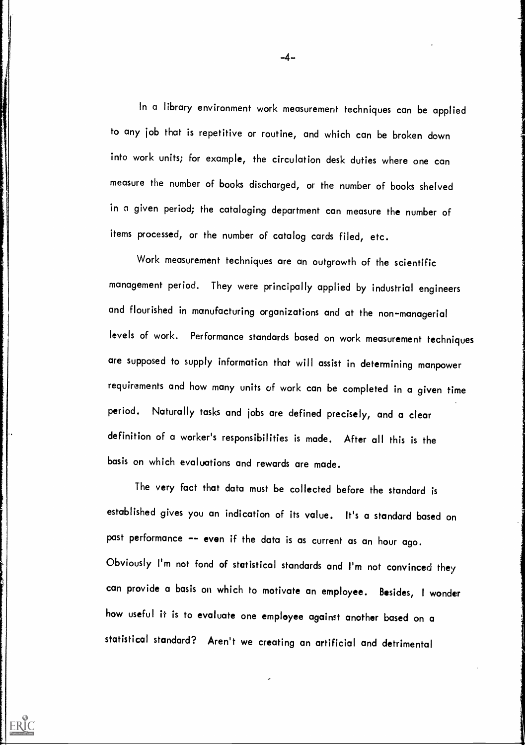In a library environment work measurement techniques can be applied to any job that is repetitive or routine, and which can be broken down into work units; for example, the circulation desk duties where one can measure the number of books discharged, or the number of books shelved in a given period; the cataloging department can measure the number of items processed, or the number of catalog cards filed, etc.

Work measurement techniques are an outgrowth of the scientific management period. They were principally applied by industrial engineers and flourished in manufacturing organizations and at the non-managerial levels of work. Performance standards based on work measurement techniques are supposed to supply information that will assist in determining manpower requirements and how many units of work can be completed in a given time period. Naturally tasks and jobs are defined precisely, and a clear definition of a worker's responsibilities is made. After all this is the basis on which evaluations and rewards are made.

The very fact that data must be collected before the standard is established gives you an indication of its value. It's a standard based on past performance -- even if the data is as current as an hour ago. Obviously I'm not fond of statistical standards and I'm not convinced they can provide a basis on which to motivate an employee. Besides, I wonder how useful it is to evaluate one employee against another based on a statistical standard? Aren't we creating an artificial and detrimental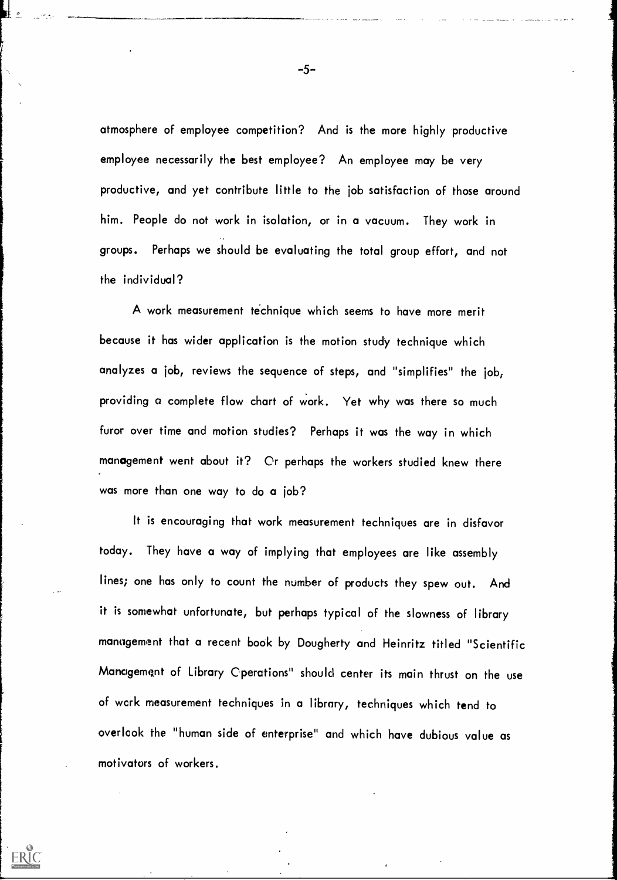atmosphere of employee competition? And is the more highly productive employee necessarily the best employee? An employee may be very productive, and yet contribute little to the job satisfaction of those around him. People do not work in isolation, or in a vacuum. They work in groups. Perhaps we should be evaluating the total group effort, and not the individual?

A work measurement technique which seems to have more merit because it has wider application is the motion study technique which analyzes a job, reviews the sequence of steps, and "simplifies" the job, providing a complete flow chart of work. Yet why was there so much furor over time and motion studies? Perhaps it was the way in which management went about it? Or perhaps the workers studied knew there was more than one way to do a job?

It is encouraging that work measurement techniques are in disfavor today. They have a way of implying that employees are like assembly lines; one has only to count the number of products they spew out. And it is somewhat unfortunate, but perhaps typical of the slowness of library management that a recent book by Dougherty and Heinritz titled "Scientific Management of Library Operations" should center its main thrust on the use of work measurement techniques in a library, techniques which tend to overlook the "human side of enterprise" and which have dubious value as motivators of workers.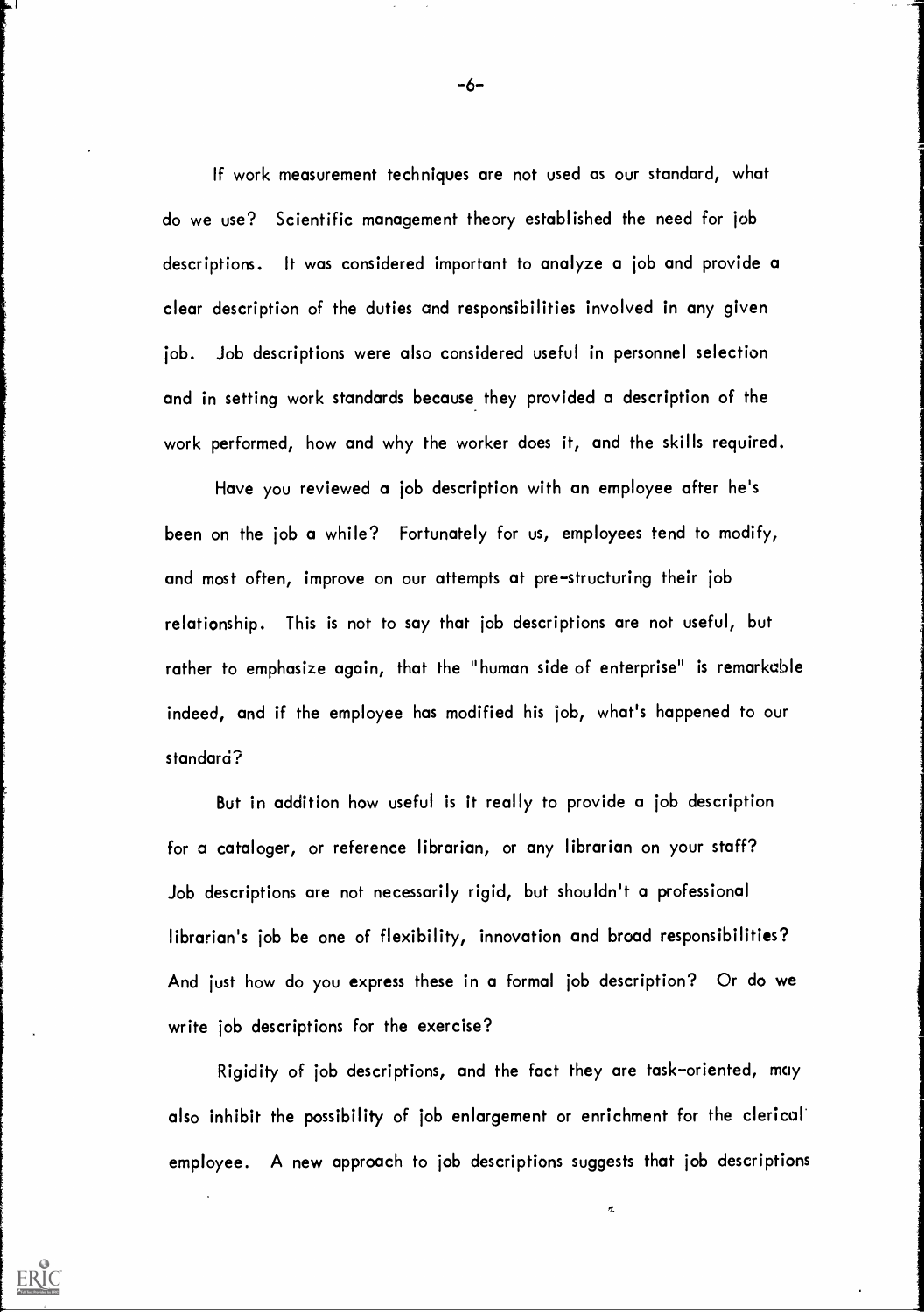If work measurement techniques are not used as our standard, what do we use? Scientific management theory established the need for job descriptions. It was considered important to analyze a job and provide a clear description of the duties and responsibilities involved in any given job. Job descriptions were also considered useful in personnel selection and in setting work standards because they provided a description of the work performed, how and why the worker does it, and the skills required.

Have you reviewed a job description with an employee after he's been on the job a while? Fortunately for us, employees tend to modify, and most often, improve on our attempts at pre-structuring their job relationship. This is not to say that job descriptions are not useful, but rather to emphasize again, that the "human side of enterprise" is remarkable indeed, and if the employee has modified his job, what's happened to our standard?

But in addition how useful is it really to provide a job description for a cataloger, or reference librarian, or any librarian on your staff? Job descriptions are not necessarily rigid, but shouldn't a professional librarian's job be one of flexibility, innovation and broad responsibilities? And just how do you express these in a formal job description? Or do we write job descriptions for the exercise?

Rigidity of job descriptions, and the fact they are task-oriented, may also inhibit the possibility of job enlargement or enrichment for the clerical employee. A new approach to job descriptions suggests that job descriptions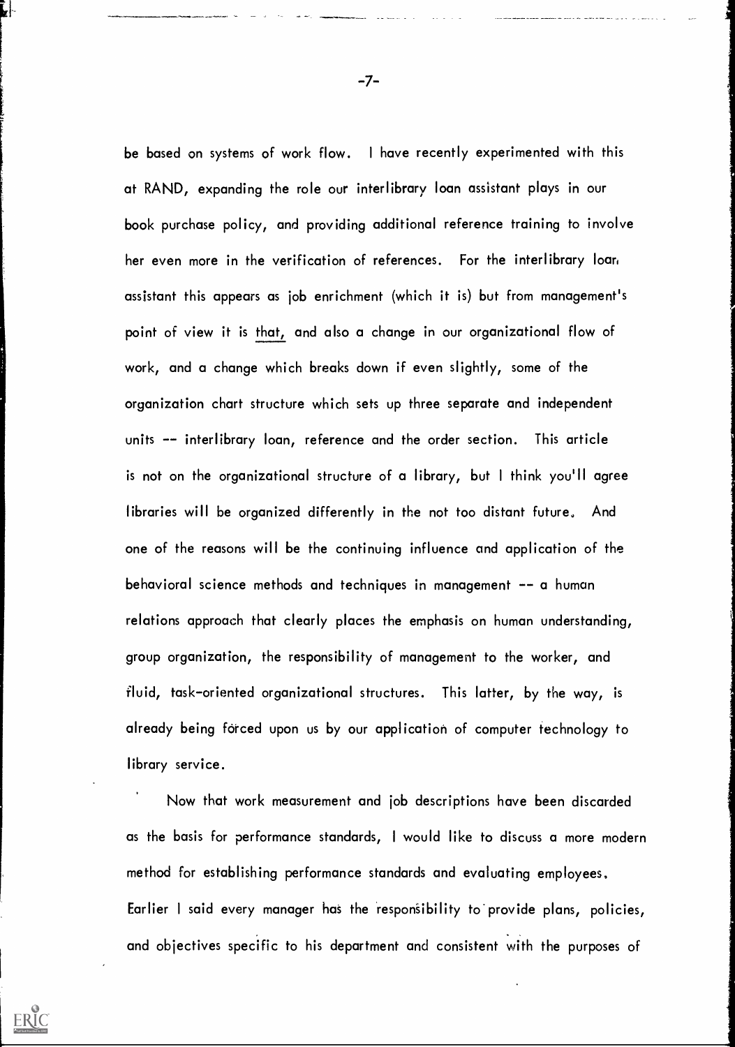be based on systems of work flow. I have recently experimented with this at RAND, expanding the role our interlibrary loan assistant plays in our book purchase policy, and providing additional reference training to involve her even more in the verification of references. For the interlibrary loan assistant this appears as job enrichment (which it is) but from management's point of view it is that, and also a change in our organizational flow of work, and a change which breaks down if even slightly, some of the organization chart structure which sets up three separate and independent units -- interlibrary loan, reference and the order section. This article is not on the organizational structure of a library, but I think you'll agree libraries will be organized differently in the not too distant future. And one of the reasons will be the continuing influence and application of the behavioral science methods and techniques in management -- a human relations approach that clearly places the emphasis on human understanding, group organization, the responsibility of management to the worker, and fluid, task-oriented organizational structures. This latter, by the way, is already being forced upon us by our application of computer technology to library service.

Now that work measurement and job descriptions have been discarded as the basis for performance standards, I would like to discuss a more modern method for establishing performance standards and evaluating employees. Earlier I said every manager has the responsibility to provide plans, policies, and objectives specific to his department and consistent with the purposes of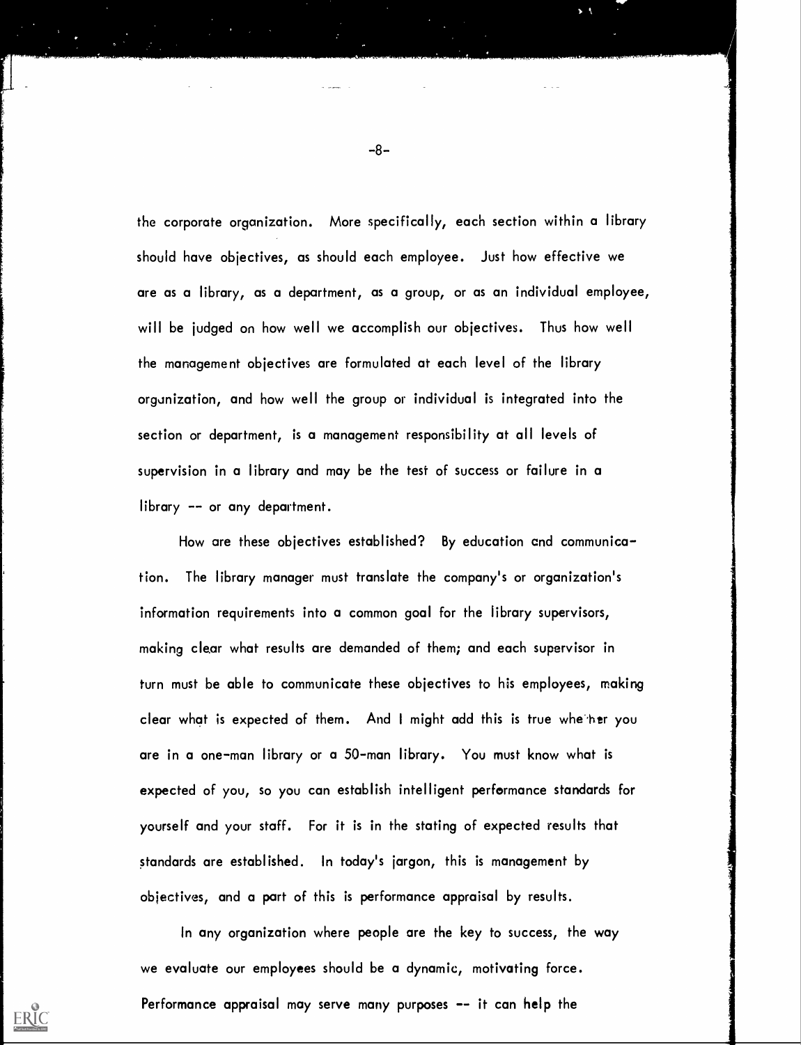the corporate organization. More specifically, each section within a library should have objectives, as should each employee. Just how effective we are as a library, as a department, as a group, or as an individual employee, will be judged on how well we accomplish our objectives. Thus how well the management objectives are formulated at each level of the library organization, and how well the group or individual is integrated into the section or department, is a management responsibility at all levels of supervision in a library and may be the test of success or failure in a library -- or any department.

How are these objectives established? By education and communication. The library manager must translate the company's or organization's information requirements into a common goal for the library supervisors, making clear what results are demanded of them; and each supervisor in turn must be able to communicate these objectives to his employees, making clear what is expected of them. And I might add this is true whether you are in a one-man library or a 50-man library. You must know what is expected of you, so you can establish intelligent performance standards for yourself and your staff. For it is in the stating of expected results that standards are established. In today's jargon, this is management by objectives, and a part of this is performance appraisal by results.

In any organization where people are the key to success, the way we evaluate our employees should be a dynamic, motivating force. Performance appraisal may serve many purposes -- it can help the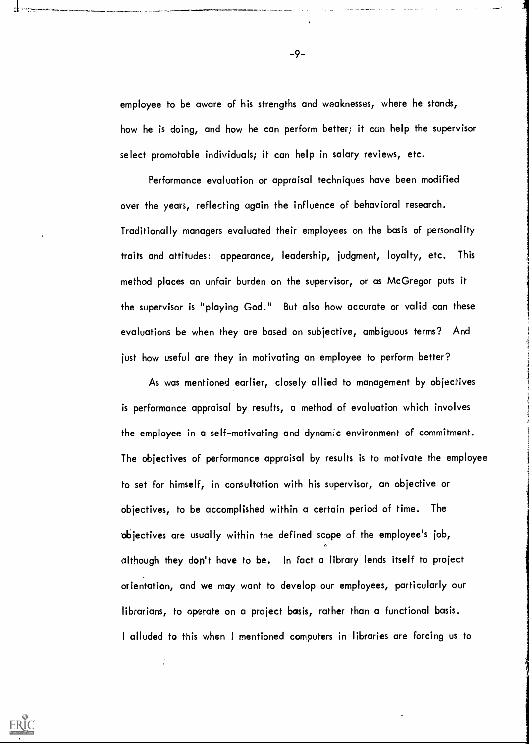employee to be aware of his strengths and weaknesses, where he stands, how he is doing, and how he can perform better; it can help the supervisor select promotable individuals; it can help in salary reviews, etc.

Performance evaluation or appraisal techniques have been modified over the years, reflecting again the influence of behavioral research. Traditionally managers evaluated their employees on the basis of personality traits and attitudes: appearance, leadership, judgment, loyalty, etc. This method places an unfair burden on the supervisor, or as McGregor puts it the supervisor is "playing God." But also how accurate or valid can these evaluations be when they are based on subjective, ambiguous terms? And just how useful are they in motivating an employee to perform better?

As was mentioned earlier, closely allied to management by objectives is performance appraisal by results, a method of evaluation which involves the employee in a self-motivating and dynamic environment of commitment. The objectives of performance appraisal by results is to motivate the employee to set for himself, in consultation with his supervisor, an objective or objectives, to be accomplished within a certain period of time. The objectives are usually within the defined scope of the employee's job, although they don't have to be. In fact a library lends itself to project orientation, and we may want to develop our employees, particularly our librarians, to operate on a project basis, rather than a functional basis. I alluded to this when I mentioned computers in libraries are forcing us to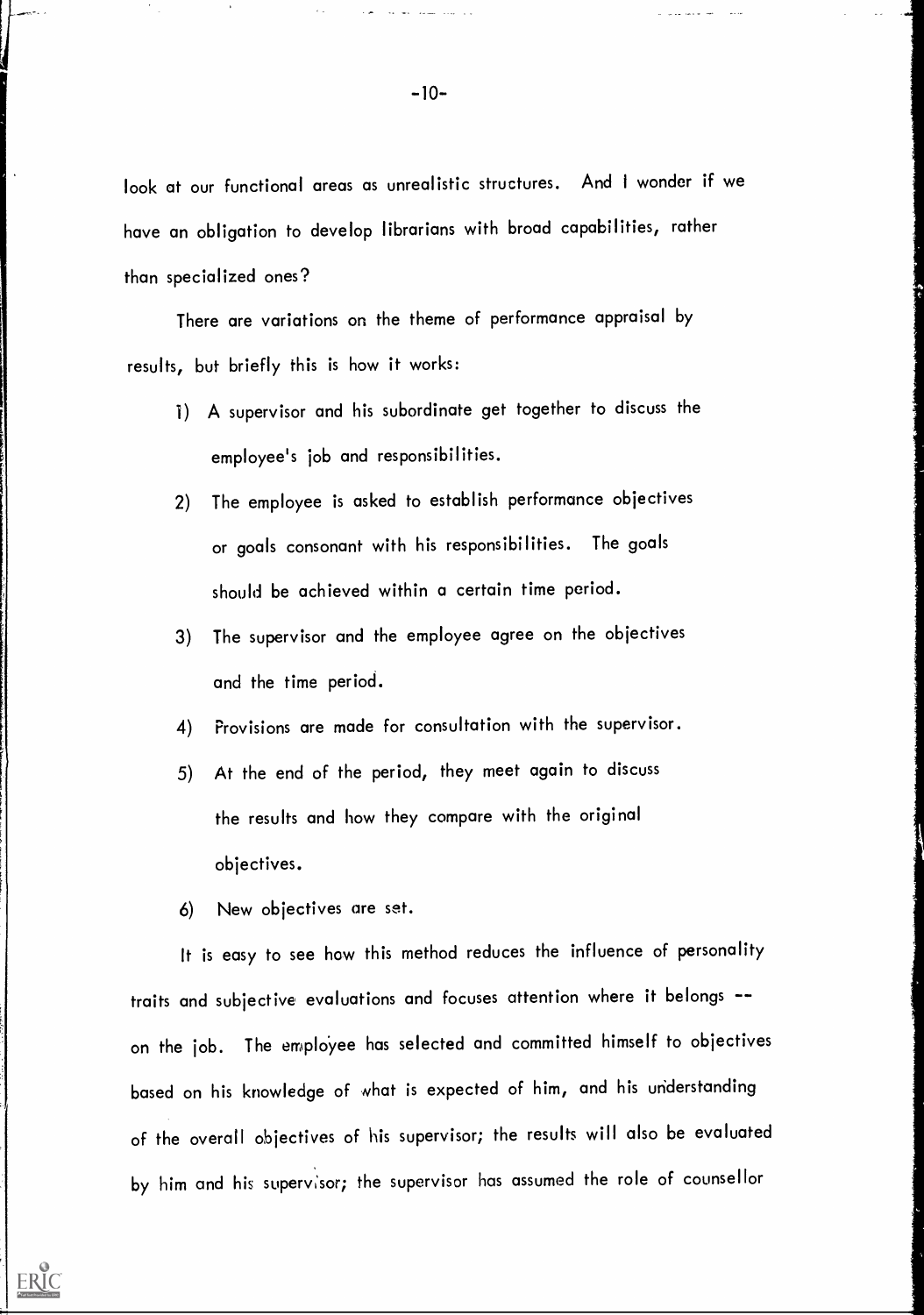look at our functional areas as unrealistic structures. And I wonder if we have an obligation to develop librarians with broad capabilities, rather than specialized ones?

There are variations on the theme of performance appraisal by results, but briefly this is how it works:

1) A supervisor and his subordinate get together to discuss the employee's job and responsibilities.
2) The employee is asked to establish performance objectives or goals consonant with his responsibilities. The goals should be achieved within a certain time period.
3) The supervisor and the employee agree on the objectives and the time period.
4) Provisions are made for consultation with the supervisor.
5) At the end of the period, they meet again to discuss the results and how they compare with the original objectives.
6) New objectives are set.

It is easy to see how this method reduces the influence of personality traits and subjective evaluations and focuses attention where it belongs -- on the job. The employee has selected and committed himself to objectives based on his knowledge of what is expected of him, and his understanding of the overall objectives of his supervisor; the results will also be evaluated by him and his supervisor; the supervisor has assumed the role of counsellor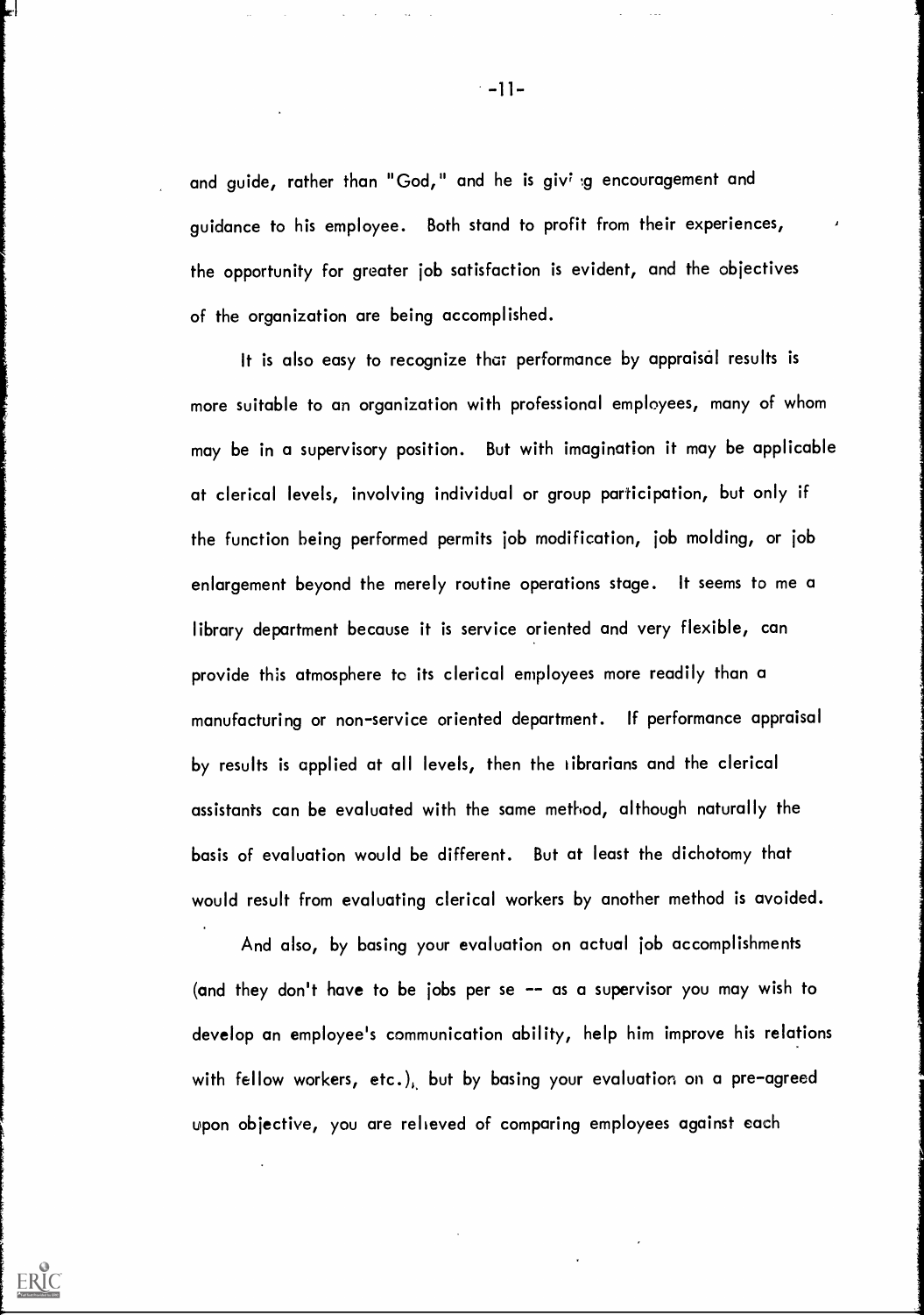and guide, rather than "God," and he is giving encouragement and guidance to his employee. Both stand to profit from their experiences, the opportunity for greater job satisfaction is evident, and the objectives of the organization are being accomplished.

It is also easy to recognize that performance by appraisal results is more suitable to an organization with professional employees, many of whom may be in a supervisory position. But with imagination it may be applicable at clerical levels, involving individual or group participation, but only if the function being performed permits job modification, job molding, or job enlargement beyond the merely routine operations stage. It seems to me a library department because it is service oriented and very flexible, can provide this atmosphere to its clerical employees more readily than a manufacturing or non-service oriented department. If performance appraisal by results is applied at all levels, then the librarians and the clerical assistants can be evaluated with the same method, although naturally the basis of evaluation would be different. But at least the dichotomy that would result from evaluating clerical workers by another method is avoided.

And also, by basing your evaluation on actual job accomplishments (and they don't have to be jobs per se -- as a supervisor you may wish to develop an employee's communication ability, help him improve his relations with fellow workers, etc.), but by basing your evaluation on a pre-agreed upon objective, you are relieved of comparing employees against each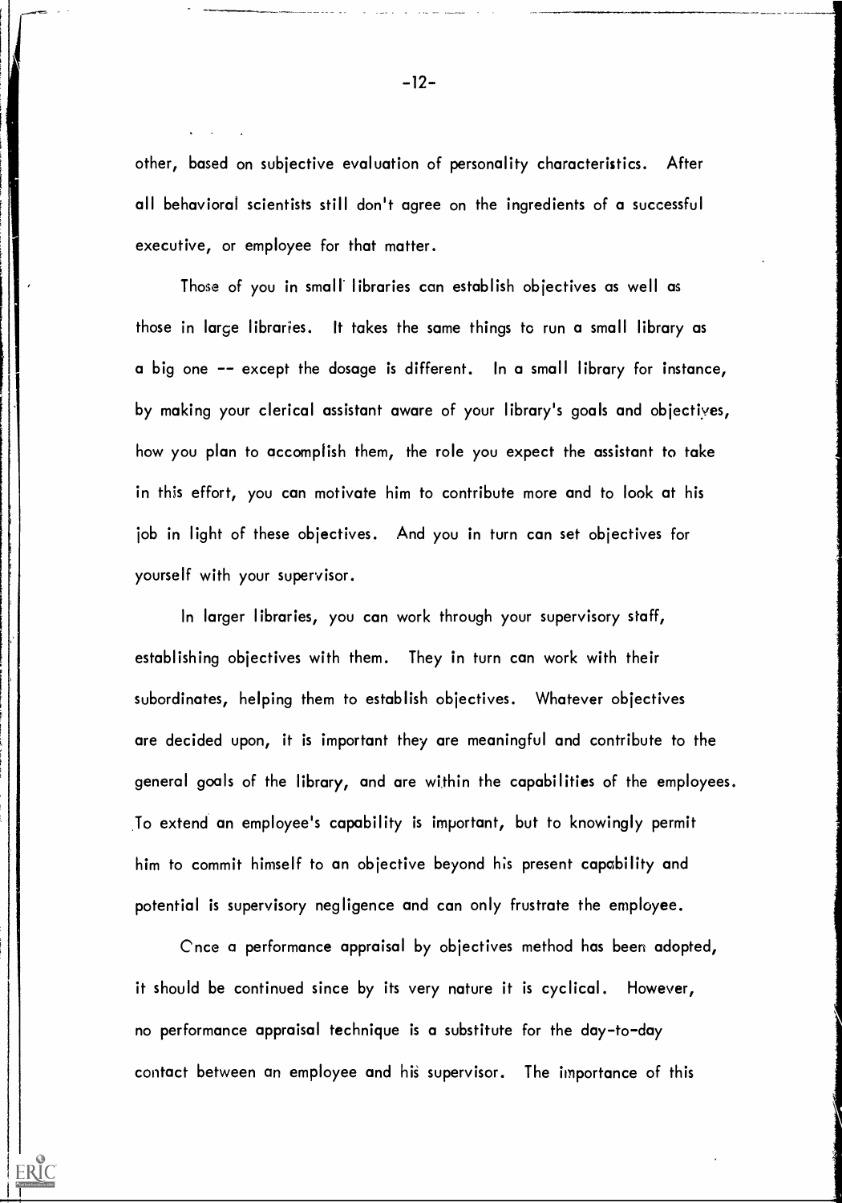other, based on subjective evaluation of personality characteristics. After all behavioral scientists still don't agree on the ingredients of a successful executive, or employee for that matter.

Those of you in small libraries can establish objectives as well as those in large libraries. It takes the same things to run a small library as a big one -- except the dosage is different. In a small library for instance, by making your clerical assistant aware of your library's goals and objectives, how you plan to accomplish them, the role you expect the assistant to take in this effort, you can motivate him to contribute more and to look at his job in light of these objectives. And you in turn can set objectives for yourself with your supervisor.

In larger libraries, you can work through your supervisory staff, establishing objectives with them. They in turn can work with their subordinates, helping them to establish objectives. Whatever objectives are decided upon, it is important they are meaningful and contribute to the general goals of the library, and are within the capabilities of the employees. To extend an employee's capability is important, but to knowingly permit him to commit himself to an objective beyond his present capability and potential is supervisory negligence and can only frustrate the employee.

Once a performance appraisal by objectives method has been adopted, it should be continued since by its very nature it is cyclical. However, no performance appraisal technique is a substitute for the day-to-day contact between an employee and his supervisor. The importance of this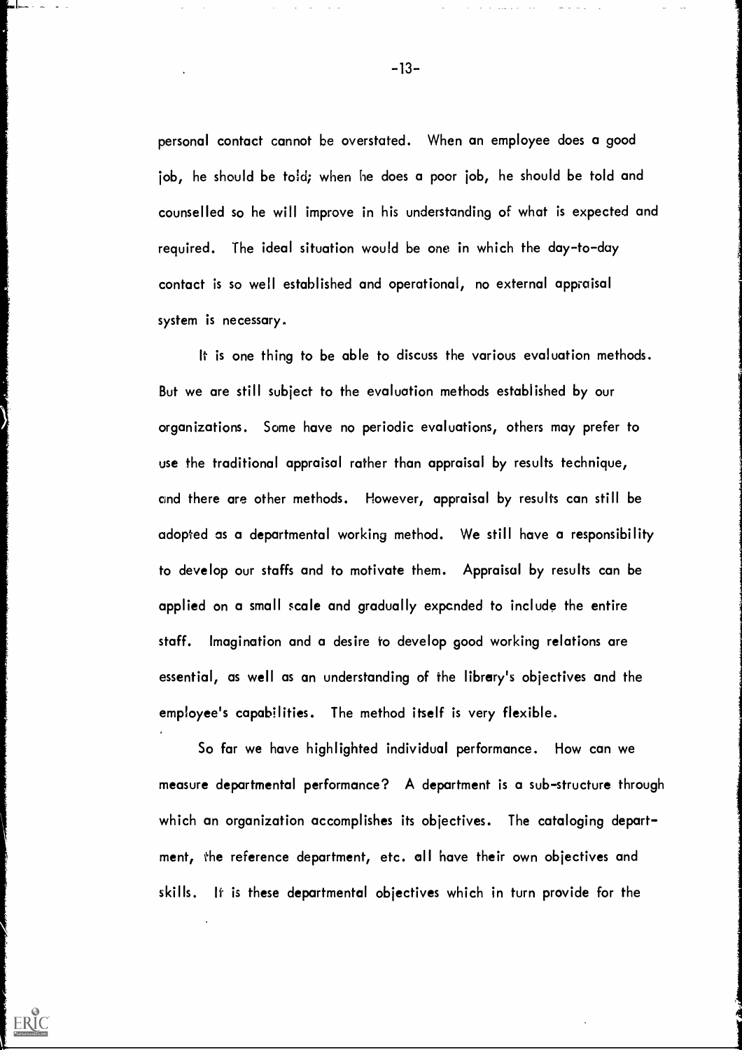personal contact cannot be overstated. When an employee does a good job, he should be told; when he does a poor job, he should be told and counselled so he will improve in his understanding of what is expected and required. The ideal situation would be one in which the day-to-day contact is so well established and operational, no external appraisal system is necessary.

It is one thing to be able to discuss the various evaluation methods. But we are still subject to the evaluation methods established by our organizations. Some have no periodic evaluations, others may prefer to use the traditional appraisal rather than appraisal by results technique, and there are other methods. However, appraisal by results can still be adopted as a departmental working method. We still have a responsibility to develop our staffs and to motivate them. Appraisal by results can be applied on a small scale and gradually expanded to include the entire staff. Imagination and a desire to develop good working relations are essential, as well as an understanding of the library's objectives and the employee's capabilities. The method itself is very flexible.

So far we have highlighted individual performance. How can we measure departmental performance? A department is a sub-structure through which an organization accomplishes its objectives. The cataloging department, the reference department, etc. all have their own objectives and skills. It is these departmental objectives which in turn provide for the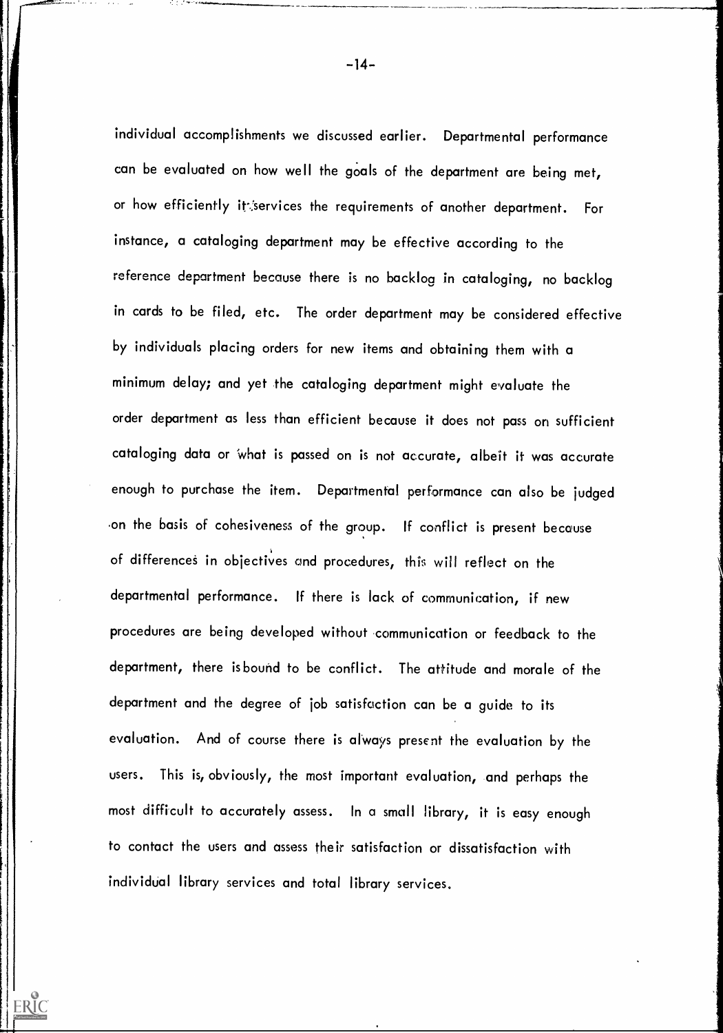individual accomplishments we discussed earlier. Departmental performance can be evaluated on how well the goals of the department are being met, or how efficiently it services the requirements of another department. For instance, a cataloging department may be effective according to the reference department because there is no backlog in cataloging, no backlog in cards to be filed, etc. The order department may be considered effective by individuals placing orders for new items and obtaining them with a minimum delay; and yet the cataloging department might evaluate the order department as less than efficient because it does not pass on sufficient cataloging data or what is passed on is not accurate, albeit it was accurate enough to purchase the item. Departmental performance can also be judged on the basis of cohesiveness of the group. If conflict is present because of differences in objectives and procedures, this will reflect on the departmental performance. If there is lack of communication, if new procedures are being developed without communication or feedback to the department, there is bound to be conflict. The attitude and morale of the department and the degree of job satisfaction can be a guide to its evaluation. And of course there is always present the evaluation by the users. This is, obviously, the most important evaluation, and perhaps the most difficult to accurately assess. In a small library, it is easy enough to contact the users and assess their satisfaction or dissatisfaction with individual library services and total library services.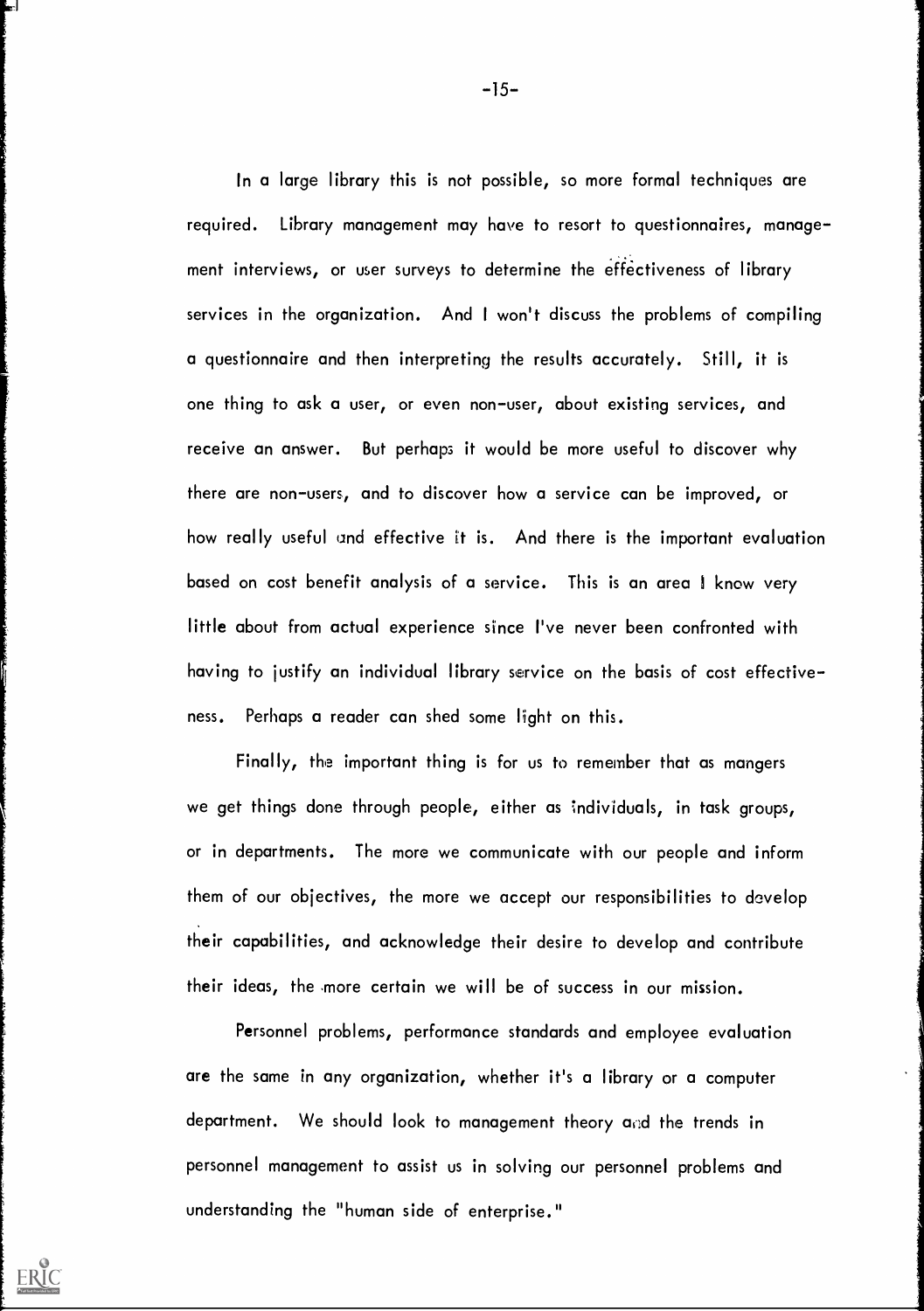In a large library this is not possible, so more formal techniques are required. Library management may have to resort to questionnaires, management interviews, or user surveys to determine the effectiveness of library services in the organization. And I won't discuss the problems of compiling a questionnaire and then interpreting the results accurately. Still, it is one thing to ask a user, or even non-user, about existing services, and receive an answer. But perhaps it would be more useful to discover why there are non-users, and to discover how a service can be improved, or how really useful and effective it is. And there is the important evaluation based on cost benefit analysis of a service. This is an area I know very little about from actual experience since I've never been confronted with having to justify an individual library service on the basis of cost effectiveness. Perhaps a reader can shed some light on this.

Finally, the important thing is for us to remember that as mangers we get things done through people, either as individuals, in task groups, or in departments. The more we communicate with our people and inform them of our objectives, the more we accept our responsibilities to develop their capabilities, and acknowledge their desire to develop and contribute their ideas, the more certain we will be of success in our mission.

Personnel problems, performance standards and employee evaluation are the same in any organization, whether it's a library or a computer department. We should look to management theory and the trends in personnel management to assist us in solving our personnel problems and understanding the "human side of enterprise."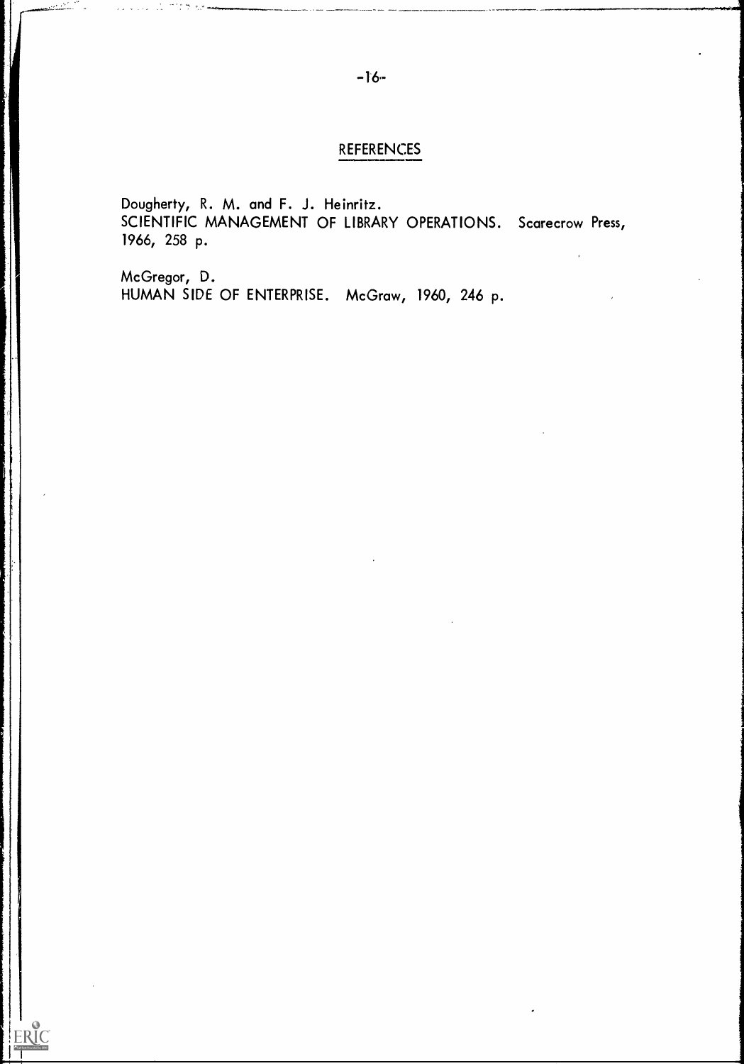## REFERENCES

Dougherty, R. M. and F. J. Heinritz.
SCIENTIFIC MANAGEMENT OF LIBRARY OPERATIONS. Scarecrow Press, 1966, 258 p.

McGregor, D.
HUMAN SIDE OF ENTERPRISE. McGraw, 1960, 246 p.